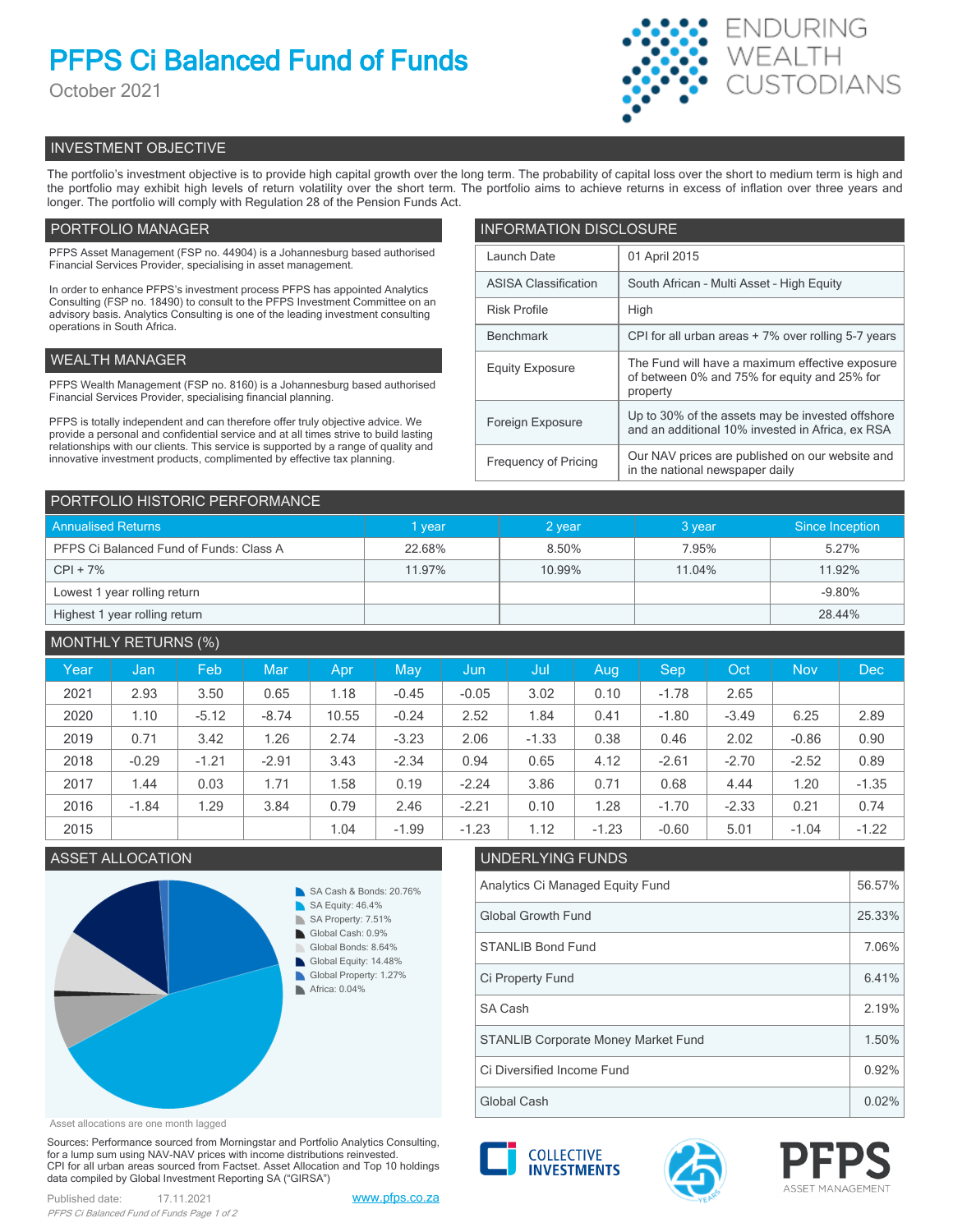# PFPS Ci Balanced Fund of Funds

October 2021

ENDURING WEALTH CUSTODIANS

## INVESTMENT OBJECTIVE

The portfolio's investment objective is to provide high capital growth over the long term. The probability of capital loss over the short to medium term is high and the portfolio may exhibit high levels of return volatility over the short term. The portfolio aims to achieve returns in excess of inflation over three years and longer. The portfolio will comply with Regulation 28 of the Pension Funds Act.

## PORTFOLIO MANAGER

PFPS Asset Management (FSP no. 44904) is a Johannesburg based authorised Financial Services Provider, specialising in asset management.

In order to enhance PFPS's investment process PFPS has appointed Analytics Consulting (FSP no. 18490) to consult to the PFPS Investment Committee on an advisory basis. Analytics Consulting is one of the leading investment consulting operations in South Africa.

## WEALTH MANAGER

PFPS Wealth Management (FSP no. 8160) is a Johannesburg based authorised Financial Services Provider, specialising financial planning.

PFPS is totally independent and can therefore offer truly objective advice. We provide a personal and confidential service and at all times strive to build lasting relationships with our clients. This service is supported by a range of quality and innovative investment products, complimented by effective tax planning.

## INFORMATION DISCLOSURE

| | |
|---|---|
| Launch Date | 01 April 2015 |
| ASISA Classification | South African - Multi Asset - High Equity |
| Risk Profile | High |
| Benchmark | CPI for all urban areas + 7% over rolling 5-7 years |
| Equity Exposure | The Fund will have a maximum effective exposure of between 0% and 75% for equity and 25% for property |
| Foreign Exposure | Up to 30% of the assets may be invested offshore and an additional 10% invested in Africa, ex RSA |
| Frequency of Pricing | Our NAV prices are published on our website and in the national newspaper daily |

## PORTFOLIO HISTORIC PERFORMANCE

| Annualised Returns | 1 year | 2 year | 3 year | Since Inception |
|---|---|---|---|---|
| PFPS Ci Balanced Fund of Funds: Class A | 22.68% | 8.50% | 7.95% | 5.27% |
| CPI + 7% | 11.97% | 10.99% | 11.04% | 11.92% |
| Lowest 1 year rolling return | | | | -9.80% |
| Highest 1 year rolling return | | | | 28.44% |

## MONTHLY RETURNS (%)

| Year | Jan | Feb | Mar | Apr | May | Jun | Jul | Aug | Sep | Oct | Nov | Dec |
|---|---|---|---|---|---|---|---|---|---|---|---|---|
| 2021 | 2.93 | 3.50 | 0.65 | 1.18 | -0.45 | -0.05 | 3.02 | 0.10 | -1.78 | 2.65 | | |
| 2020 | 1.10 | -5.12 | -8.74 | 10.55 | -0.24 | 2.52 | 1.84 | 0.41 | -1.80 | -3.49 | 6.25 | 2.89 |
| 2019 | 0.71 | 3.42 | 1.26 | 2.74 | -3.23 | 2.06 | -1.33 | 0.38 | 0.46 | 2.02 | -0.86 | 0.90 |
| 2018 | -0.29 | -1.21 | -2.91 | 3.43 | -2.34 | 0.94 | 0.65 | 4.12 | -2.61 | -2.70 | -2.52 | 0.89 |
| 2017 | 1.44 | 0.03 | 1.71 | 1.58 | 0.19 | -2.24 | 3.86 | 0.71 | 0.68 | 4.44 | 1.20 | -1.35 |
| 2016 | -1.84 | 1.29 | 3.84 | 0.79 | 2.46 | -2.21 | 0.10 | 1.28 | -1.70 | -2.33 | 0.21 | 0.74 |
| 2015 | | | | 1.04 | -1.99 | -1.23 | 1.12 | -1.23 | -0.60 | 5.01 | -1.04 | -1.22 |

## ASSET ALLOCATION

- SA Cash & Bonds: 20.76%
- SA Equity: 46.4%
- SA Property: 7.51%
- Global Cash: 0.9%
- Global Bonds: 8.64%
- Global Equity: 14.48%
- Global Property: 1.27%
- Africa: 0.04%

Asset allocations are one month lagged

## UNDERLYING FUNDS

| | |
|---|---|
| Analytics Ci Managed Equity Fund | 56.57% |
| Global Growth Fund | 25.33% |
| STANLIB Bond Fund | 7.06% |
| Ci Property Fund | 6.41% |
| SA Cash | 2.19% |
| STANLIB Corporate Money Market Fund | 1.50% |
| Ci Diversified Income Fund | 0.92% |
| Global Cash | 0.02% |

Sources: Performance sourced from Morningstar and Portfolio Analytics Consulting, for a lump sum using NAV-NAV prices with income distributions reinvested. CPI for all urban areas sourced from Factset. Asset Allocation and Top 10 holdings data compiled by Global Investment Reporting SA ("GIRSA")

Published date: 17.11.2021

www.pfps.co.za

COLLECTIVE INVESTMENTS

PFPS ASSET MANAGEMENT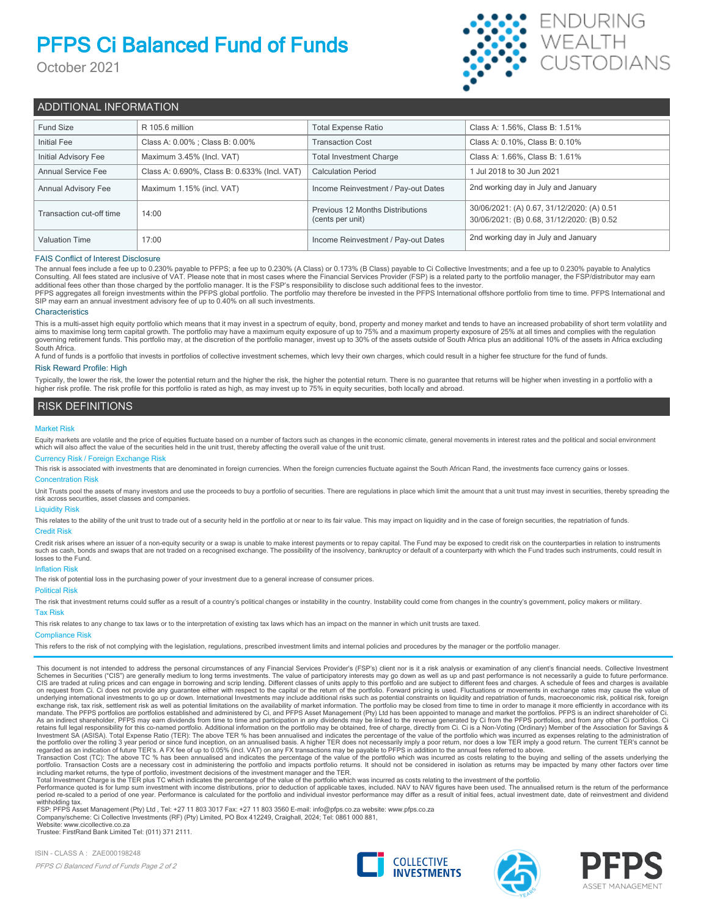# PFPS Ci Balanced Fund of Funds

October 2021

## ADDITIONAL INFORMATION

| | | | |
|---|---|---|---|
| Fund Size | R 105.6 million | Total Expense Ratio | Class A: 1.56%, Class B: 1.51% |
| Initial Fee | Class A: 0.00% ; Class B: 0.00% | Transaction Cost | Class A: 0.10%, Class B: 0.10% |
| Initial Advisory Fee | Maximum 3.45% (Incl. VAT) | Total Investment Charge | Class A: 1.66%, Class B: 1.61% |
| Annual Service Fee | Class A: 0.690%, Class B: 0.633% (Incl. VAT) | Calculation Period | 1 Jul 2018 to 30 Jun 2021 |
| Annual Advisory Fee | Maximum 1.15% (incl. VAT) | Income Reinvestment / Pay-out Dates | 2nd working day in July and January |
| Transaction cut-off time | 14:00 | Previous 12 Months Distributions (cents per unit) | 30/06/2021: (A) 0.67, 31/12/2020: (A) 0.51<br>30/06/2021: (B) 0.68, 31/12/2020: (B) 0.52 |
| Valuation Time | 17:00 | Income Reinvestment / Pay-out Dates | 2nd working day in July and January |

### FAIS Conflict of Interest Disclosure

The annual fees include a fee up to 0.230% payable to PFPS; a fee up to 0.230% (A Class) or 0.173% (B Class) payable to Ci Collective Investments; and a fee up to 0.230% payable to Analytics Consulting. All fees stated are inclusive of VAT. Please note that in most cases where the Financial Services Provider (FSP) is a related party to the portfolio manager, the FSP/distributor may earn additional fees other than those charged by the portfolio manager. It is the FSP's responsibility to disclose such additional fees to the investor.
PFPS aggregates all foreign investments within the PFPS global portfolio. The portfolio may therefore be invested in the PFPS International offshore portfolio from time to time. PFPS International and SIP may earn an annual investment advisory fee of up to 0.40% on all such investments.

### Characteristics

This is a multi-asset high equity portfolio which means that it may invest in a spectrum of equity, bond, property and money market and tends to have an increased probability of short term volatility and aims to maximise long term capital growth. The portfolio may have a maximum equity exposure of up to 75% and a maximum property exposure of 25% at all times and complies with the regulation governing retirement funds. This portfolio may, at the discretion of the portfolio manager, invest up to 30% of the assets outside of South Africa plus an additional 10% of the assets in Africa excluding South Africa.
A fund of funds is a portfolio that invests in portfolios of collective investment schemes, which levy their own charges, which could result in a higher fee structure for the fund of funds.

### Risk Reward Profile: High

Typically, the lower the risk, the lower the potential return and the higher the risk, the higher the potential return. There is no guarantee that returns will be higher when investing in a portfolio with a higher risk profile. The risk profile for this portfolio is rated as high, as may invest up to 75% in equity securities, both locally and abroad.

## RISK DEFINITIONS

### Market Risk

Equity markets are volatile and the price of equities fluctuate based on a number of factors such as changes in the economic climate, general movements in interest rates and the political and social environment which will also affect the value of the securities held in the unit trust, thereby affecting the overall value of the unit trust.

### Currency Risk / Foreign Exchange Risk

This risk is associated with investments that are denominated in foreign currencies. When the foreign currencies fluctuate against the South African Rand, the investments face currency gains or losses.

### Concentration Risk

Unit Trusts pool the assets of many investors and use the proceeds to buy a portfolio of securities. There are regulations in place which limit the amount that a unit trust may invest in securities, thereby spreading the risk across securities, asset classes and companies.

### Liquidity Risk

This relates to the ability of the unit trust to trade out of a security held in the portfolio at or near to its fair value. This may impact on liquidity and in the case of foreign securities, the repatriation of funds.

### Credit Risk

Credit risk arises where an issuer of a non-equity security or a swap is unable to make interest payments or to repay capital. The Fund may be exposed to credit risk on the counterparties in relation to instruments such as cash, bonds and swaps that are not traded on a recognised exchange. The possibility of the insolvency, bankruptcy or default of a counterparty with which the Fund trades such instruments, could result in losses to the Fund.

### Inflation Risk

The risk of potential loss in the purchasing power of your investment due to a general increase of consumer prices.

### Political Risk

The risk that investment returns could suffer as a result of a country's political changes or instability in the country. Instability could come from changes in the country's government, policy makers or military.

### Tax Risk

This risk relates to any change to tax laws or to the interpretation of existing tax laws which has an impact on the manner in which unit trusts are taxed.

### Compliance Risk

This refers to the risk of not complying with the legislation, regulations, prescribed investment limits and internal policies and procedures by the manager or the portfolio manager.

This document is not intended to address the personal circumstances of any Financial Services Provider's (FSP's) client nor is it a risk analysis or examination of any client's financial needs. Collective Investment Schemes in Securities ("CIS") are generally medium to long terms investments. The value of participatory interests may go down as well as up and past performance is not necessarily a guide to future performance. CIS are traded at ruling prices and can engage in borrowing and scrip lending. Different classes of units apply to this portfolio and are subject to different fees and charges. A schedule of fees and charges is available on request from Ci. Ci does not provide any guarantee either with respect to the capital or the return of the portfolio. Forward pricing is used. Fluctuations or movements in exchange rates may cause the value of underlying international investments to go up or down. International Investments may include additional risks such as potential constraints on liquidity and repatriation of funds, macroeconomic risk, political risk, foreign exchange risk, tax risk, settlement risk as well as potential limitations on the availability of market information. The portfolio may be closed from time to time in order to manage it more efficiently in accordance with its mandate. The PFPS portfolios are portfolios established and administered by Ci, and PFPS Asset Management (Pty) Ltd has been appointed to manage and market the portfolios. PFPS is an indirect shareholder of Ci. As an indirect shareholder, PFPS may earn dividends from time to time and participation in any dividends may be linked to the revenue generated by Ci from the PFPS portfolios, and from any other Ci portfolios. Ci retains full legal responsibility for this co-named portfolio. Additional information on the portfolio may be obtained, free of charge, directly from Ci. Ci is a Non-Voting (Ordinary) Member of the Association for Savings & Investment SA (ASISA). Total Expense Ratio (TER): The above TER % has been annualised and indicates the percentage of the value of the portfolio which was incurred as expenses relating to the administration of the portfolio over the rolling 3 year period or since fund inception, on an annualised basis. A higher TER does not necessarily imply a poor return, nor does a low TER imply a good return. The current TER's cannot be regarded as an indication of future TER's. A FX fee of up to 0.05% (incl. VAT) on any FX transactions may be payable to PFPS in addition to the annual fees referred to above.
Transaction Cost (TC): The above TC % has been annualised and indicates the percentage of the value of the portfolio which was incurred as costs relating to the buying and selling of the assets underlying the portfolio. Transaction Costs are a necessary cost in administering the portfolio and impacts portfolio returns. It should not be considered in isolation as returns may be impacted by many other factors over time including market returns, the type of portfolio, investment decisions of the investment manager and the TER.
Total Investment Charge is the TER plus TC which indicates the percentage of the value of the portfolio which was incurred as costs relating to the investment of the portfolio.
Performance quoted is for lump sum investment with income distributions, prior to deduction of applicable taxes, included. NAV to NAV figures have been used. The annualised return is the return of the performance period re-scaled to a period of one year. Performance is calculated for the portfolio and individual investor performance may differ as a result of initial fees, actual investment date, date of reinvestment and dividend withholding tax.
FSP: PFPS Asset Management (Pty) Ltd , Tel: +27 11 803 3017 Fax: +27 11 803 3560 E-mail: info@pfps.co.za website: www.pfps.co.za
Company/scheme: Ci Collective Investments (RF) (Pty) Limited, PO Box 412249, Craighall, 2024; Tel: 0861 000 881,
Website: www.cicollective.co.za
Trustee: FirstRand Bank Limited Tel: (011) 371 2111.

ISIN - CLASS A : ZAE000198248